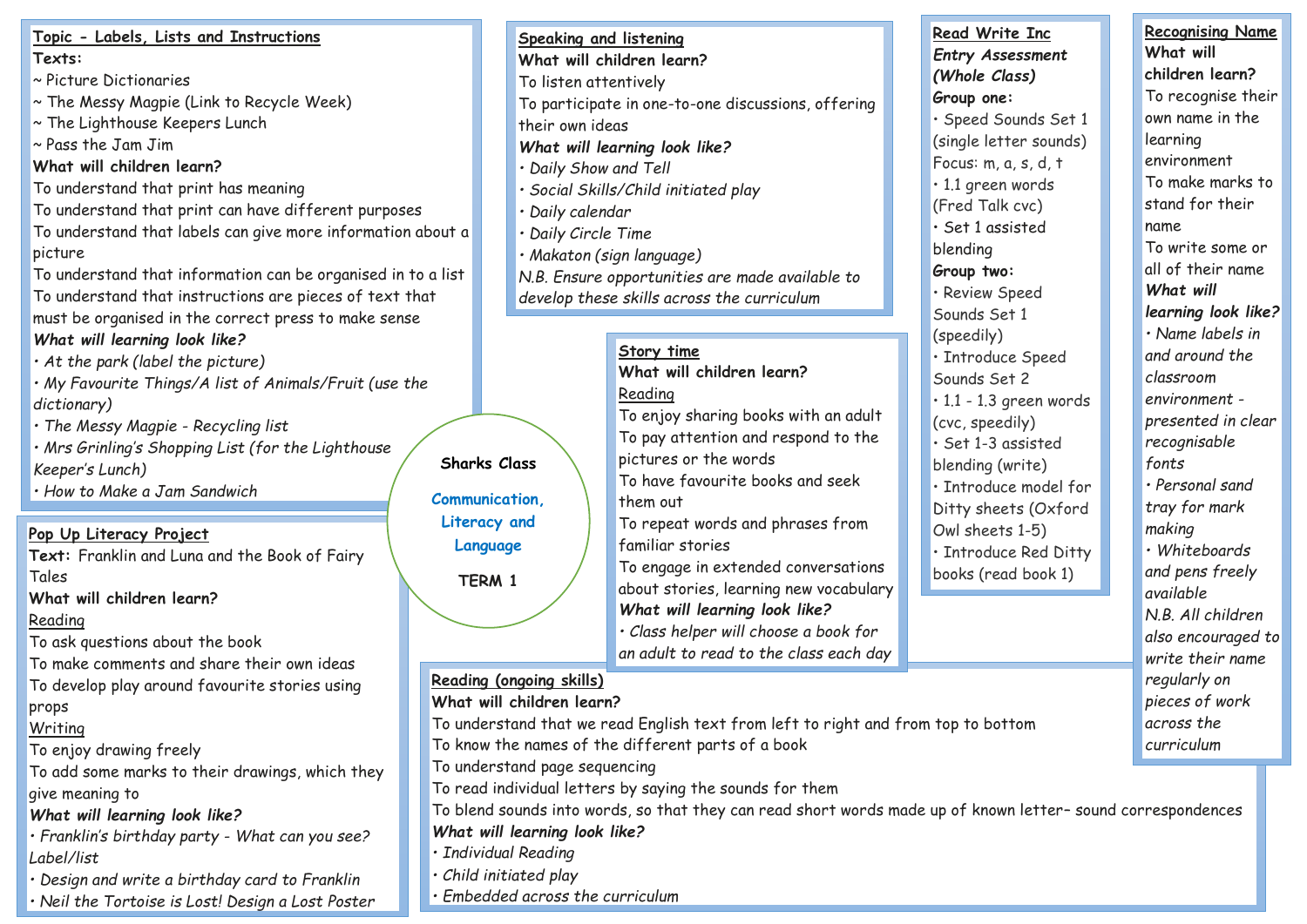# Sharks Class

## Communication, Literacy and Language

### TERM 1

## Topic - Labels, Lists and Instructions

**Texts:**

~ Picture Dictionaries
~ The Messy Magpie (Link to Recycle Week)
~ The Lighthouse Keepers Lunch
~ Pass the Jam Jim

**What will children learn?**

To understand that print has meaning
To understand that print can have different purposes
To understand that labels can give more information about a picture
To understand that information can be organised in to a list
To understand that instructions are pieces of text that must be organised in the correct press to make sense

***What will learning look like?***

- *At the park (label the picture)*
- *My Favourite Things/A list of Animals/Fruit (use the dictionary)*
- *The Messy Magpie - Recycling list*
- *Mrs Grinling's Shopping List (for the Lighthouse Keeper's Lunch)*
- *How to Make a Jam Sandwich*

## Speaking and listening

**What will children learn?**

To listen attentively
To participate in one-to-one discussions, offering their own ideas

***What will learning look like?***

- *Daily Show and Tell*
- *Social Skills/Child initiated play*
- *Daily calendar*
- *Daily Circle Time*
- *Makaton (sign language)*

*N.B. Ensure opportunities are made available to develop these skills across the curriculum*

## Read Write Inc

***Entry Assessment (Whole Class)***

**Group one:**

- Speed Sounds Set 1 (single letter sounds) Focus: m, a, s, d, t
- 1.1 green words (Fred Talk cvc)
- Set 1 assisted blending

**Group two:**

- Review Speed Sounds Set 1 (speedily)
- Introduce Speed Sounds Set 2
- 1.1 - 1.3 green words (cvc, speedily)
- Set 1-3 assisted blending (write)
- Introduce model for Ditty sheets (Oxford Owl sheets 1-5)
- Introduce Red Ditty books (read book 1)

## Recognising Name

**What will children learn?**

To recognise their own name in the learning environment
To make marks to stand for their name
To write some or all of their name

***What will learning look like?***

- *Name labels in and around the classroom environment - presented in clear recognisable fonts*
- *Personal sand tray for mark making*
- *Whiteboards and pens freely available*

*N.B. All children also encouraged to write their name regularly on pieces of work across the curriculum*

## Story time

**What will children learn?**

Reading

To enjoy sharing books with an adult
To pay attention and respond to the pictures or the words
To have favourite books and seek them out
To repeat words and phrases from familiar stories
To engage in extended conversations about stories, learning new vocabulary

***What will learning look like?***

- *Class helper will choose a book for an adult to read to the class each day*

## Pop Up Literacy Project

**Text:** Franklin and Luna and the Book of Fairy Tales

**What will children learn?**

Reading

To ask questions about the book
To make comments and share their own ideas
To develop play around favourite stories using props

Writing

To enjoy drawing freely
To add some marks to their drawings, which they give meaning to

***What will learning look like?***

- *Franklin's birthday party - What can you see? Label/list*
- *Design and write a birthday card to Franklin*
- *Neil the Tortoise is Lost! Design a Lost Poster*

## Reading (ongoing skills)

**What will children learn?**

To understand that we read English text from left to right and from top to bottom
To know the names of the different parts of a book
To understand page sequencing
To read individual letters by saying the sounds for them
To blend sounds into words, so that they can read short words made up of known letter– sound correspondences

***What will learning look like?***

- *Individual Reading*
- *Child initiated play*
- *Embedded across the curriculum*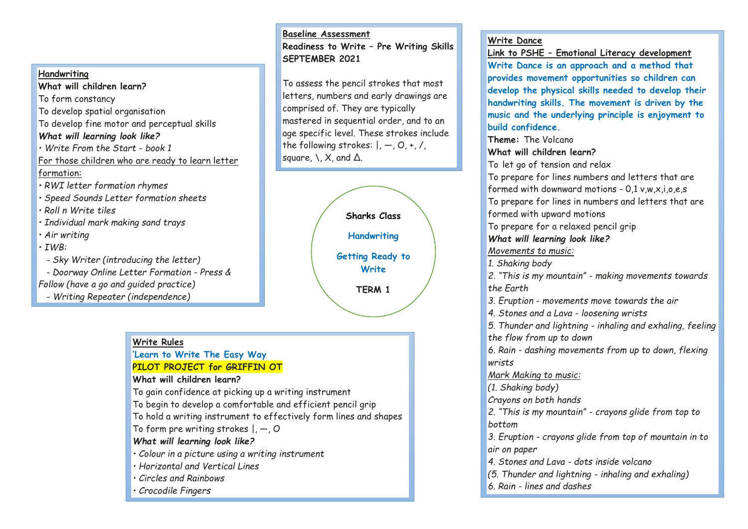## Sharks Class

**Handwriting**

**Getting Ready to Write**

**TERM 1**

### Handwriting

**What will children learn?**

To form constancy

To develop spatial organisation

To develop fine motor and perceptual skills

***What will learning look like?***

- *Write From the Start - book 1*

For those children who are ready to learn letter formation:

- *RWI letter formation rhymes*
- *Speed Sounds Letter formation sheets*
- *Roll n Write tiles*
- *Individual mark making sand trays*
- *Air writing*
- *IWB:*
  - *Sky Writer (introducing the letter)*
  - *Doorway Online Letter Formation - Press & Follow (have a go and guided practice)*
  - *Writing Repeater (independence)*

### Baseline Assessment

**Readiness to Write – Pre Writing Skills SEPTEMBER 2021**

To assess the pencil strokes that most letters, numbers and early drawings are comprised of. They are typically mastered in sequential order, and to an age specific level. These strokes include the following strokes: |, —, O, +, /, square, \, X, and Δ.

### Write Rules

**'Learn to Write The Easy Way**

**PILOT PROJECT for GRIFFIN OT**

**What will children learn?**

To gain confidence at picking up a writing instrument

To begin to develop a comfortable and efficient pencil grip

To hold a writing instrument to effectively form lines and shapes

To form pre writing strokes |, —, O

***What will learning look like?***

- *Colour in a picture using a writing instrument*
- *Horizontal and Vertical Lines*
- *Circles and Rainbows*
- *Crocodile Fingers*

### Write Dance

**Link to PSHE – Emotional Literacy development**

**Write Dance is an approach and a method that provides movement opportunities so children can develop the physical skills needed to develop their handwriting skills. The movement is driven by the music and the underlying principle is enjoyment to build confidence.**

**Theme:** The Volcano

**What will children learn?**

To let go of tension and relax

To prepare for lines numbers and letters that are formed with downward motions - 0,1 v,w,x,i,o,e,s

To prepare for lines in numbers and letters that are formed with upward motions

To prepare for a relaxed pencil grip

***What will learning look like?***

*Movements to music:*

1. *Shaking body*
2. *"This is my mountain" - making movements towards the Earth*
3. *Eruption - movements move towards the air*
4. *Stones and a Lava - loosening wrists*
5. *Thunder and lightning - inhaling and exhaling, feeling the flow from up to down*
6. *Rain - dashing movements from up to down, flexing wrists*

*Mark Making to music:*

*(1. Shaking body)*
*Crayons on both hands*
*2. "This is my mountain" - crayons glide from top to bottom*
*3. Eruption - crayons glide from top of mountain in to air on paper*
*4. Stones and Lava - dots inside volcano*
*(5. Thunder and lightning - inhaling and exhaling)*
*6. Rain - lines and dashes*